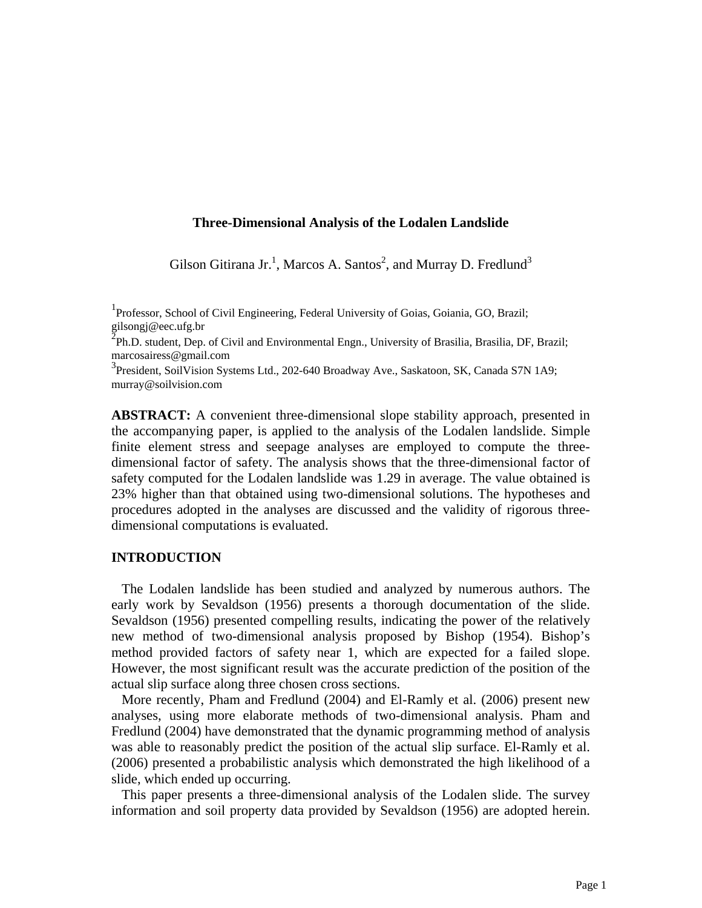# Three-Dimensional Analysis of the Lodalen Landslide

Gilson Gitirana Jr.[1], Marcos A. Santos[2], and Murray D. Fredlund[3]

[1]Professor, School of Civil Engineering, Federal University of Goias, Goiania, GO, Brazil; gilsongj@eec.ufg.br
[2]Ph.D. student, Dep. of Civil and Environmental Engn., University of Brasilia, Brasilia, DF, Brazil; marcosairess@gmail.com
[3]President, SoilVision Systems Ltd., 202-640 Broadway Ave., Saskatoon, SK, Canada S7N 1A9; murray@soilvision.com

**ABSTRACT:** A convenient three-dimensional slope stability approach, presented in the accompanying paper, is applied to the analysis of the Lodalen landslide. Simple finite element stress and seepage analyses are employed to compute the three-dimensional factor of safety. The analysis shows that the three-dimensional factor of safety computed for the Lodalen landslide was 1.29 in average. The value obtained is 23% higher than that obtained using two-dimensional solutions. The hypotheses and procedures adopted in the analyses are discussed and the validity of rigorous three-dimensional computations is evaluated.

## INTRODUCTION

The Lodalen landslide has been studied and analyzed by numerous authors. The early work by Sevaldson (1956) presents a thorough documentation of the slide. Sevaldson (1956) presented compelling results, indicating the power of the relatively new method of two-dimensional analysis proposed by Bishop (1954). Bishop's method provided factors of safety near 1, which are expected for a failed slope. However, the most significant result was the accurate prediction of the position of the actual slip surface along three chosen cross sections.

More recently, Pham and Fredlund (2004) and El-Ramly et al. (2006) present new analyses, using more elaborate methods of two-dimensional analysis. Pham and Fredlund (2004) have demonstrated that the dynamic programming method of analysis was able to reasonably predict the position of the actual slip surface. El-Ramly et al. (2006) presented a probabilistic analysis which demonstrated the high likelihood of a slide, which ended up occurring.

This paper presents a three-dimensional analysis of the Lodalen slide. The survey information and soil property data provided by Sevaldson (1956) are adopted herein.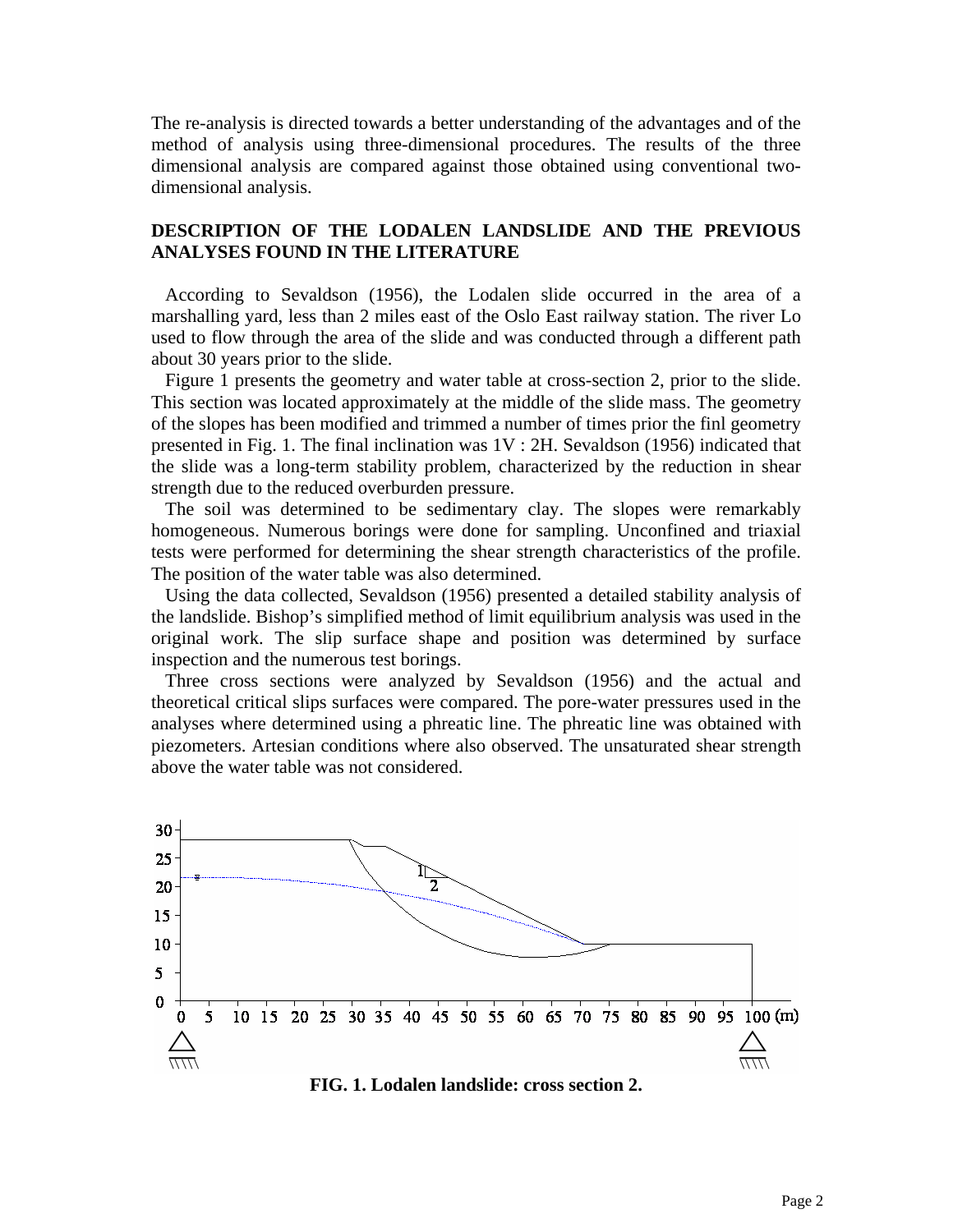The re-analysis is directed towards a better understanding of the advantages and of the method of analysis using three-dimensional procedures. The results of the three dimensional analysis are compared against those obtained using conventional two-dimensional analysis.

## DESCRIPTION OF THE LODALEN LANDSLIDE AND THE PREVIOUS ANALYSES FOUND IN THE LITERATURE

According to Sevaldson (1956), the Lodalen slide occurred in the area of a marshalling yard, less than 2 miles east of the Oslo East railway station. The river Lo used to flow through the area of the slide and was conducted through a different path about 30 years prior to the slide.

Figure 1 presents the geometry and water table at cross-section 2, prior to the slide. This section was located approximately at the middle of the slide mass. The geometry of the slopes has been modified and trimmed a number of times prior the finl geometry presented in Fig. 1. The final inclination was 1V : 2H. Sevaldson (1956) indicated that the slide was a long-term stability problem, characterized by the reduction in shear strength due to the reduced overburden pressure.

The soil was determined to be sedimentary clay. The slopes were remarkably homogeneous. Numerous borings were done for sampling. Unconfined and triaxial tests were performed for determining the shear strength characteristics of the profile. The position of the water table was also determined.

Using the data collected, Sevaldson (1956) presented a detailed stability analysis of the landslide. Bishop's simplified method of limit equilibrium analysis was used in the original work. The slip surface shape and position was determined by surface inspection and the numerous test borings.

Three cross sections were analyzed by Sevaldson (1956) and the actual and theoretical critical slips surfaces were compared. The pore-water pressures used in the analyses where determined using a phreatic line. The phreatic line was obtained with piezometers. Artesian conditions where also observed. The unsaturated shear strength above the water table was not considered.

**FIG. 1. Lodalen landslide: cross section 2.**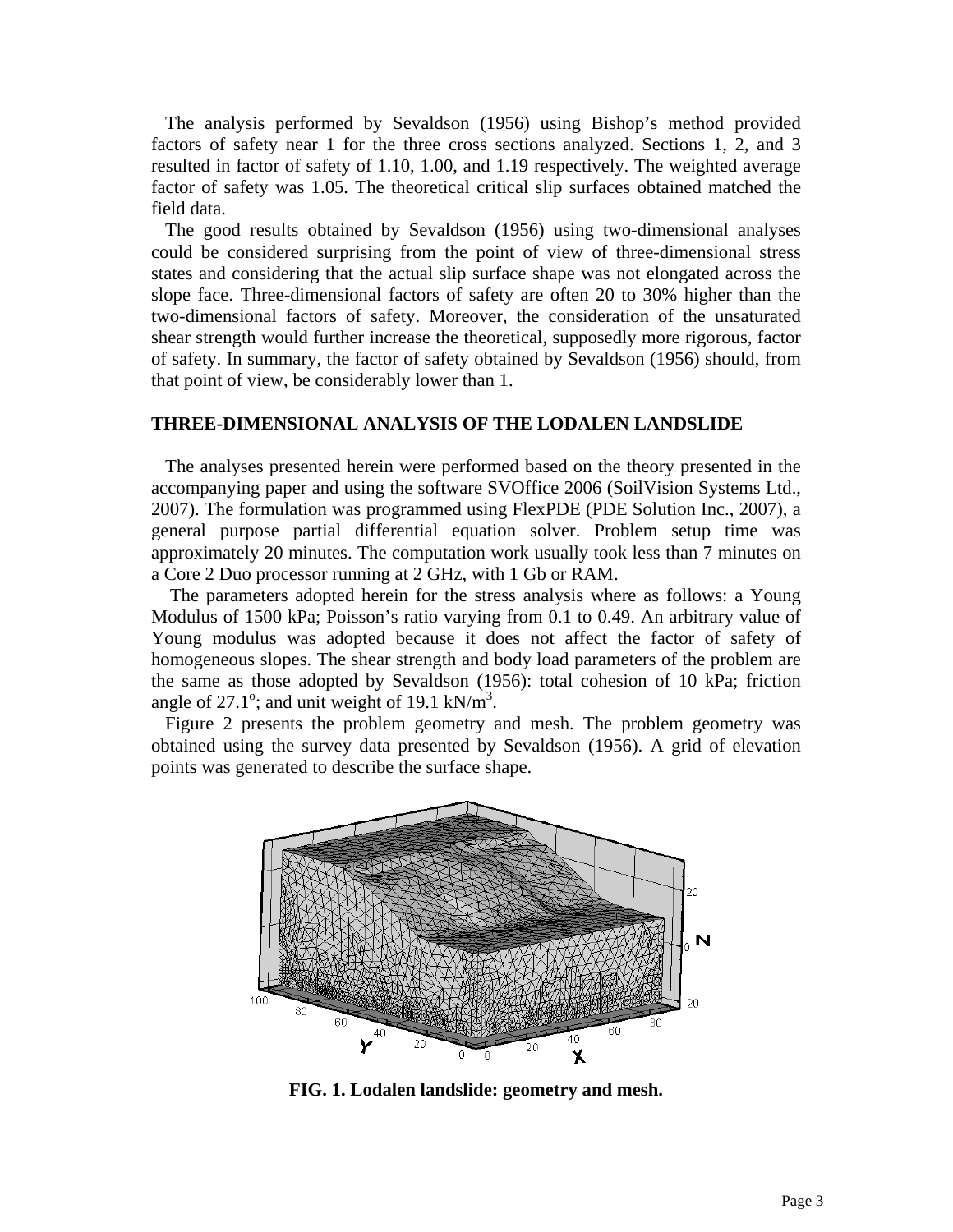The analysis performed by Sevaldson (1956) using Bishop's method provided factors of safety near 1 for the three cross sections analyzed. Sections 1, 2, and 3 resulted in factor of safety of 1.10, 1.00, and 1.19 respectively. The weighted average factor of safety was 1.05. The theoretical critical slip surfaces obtained matched the field data.

The good results obtained by Sevaldson (1956) using two-dimensional analyses could be considered surprising from the point of view of three-dimensional stress states and considering that the actual slip surface shape was not elongated across the slope face. Three-dimensional factors of safety are often 20 to 30% higher than the two-dimensional factors of safety. Moreover, the consideration of the unsaturated shear strength would further increase the theoretical, supposedly more rigorous, factor of safety. In summary, the factor of safety obtained by Sevaldson (1956) should, from that point of view, be considerably lower than 1.

## THREE-DIMENSIONAL ANALYSIS OF THE LODALEN LANDSLIDE

The analyses presented herein were performed based on the theory presented in the accompanying paper and using the software SVOffice 2006 (SoilVision Systems Ltd., 2007). The formulation was programmed using FlexPDE (PDE Solution Inc., 2007), a general purpose partial differential equation solver. Problem setup time was approximately 20 minutes. The computation work usually took less than 7 minutes on a Core 2 Duo processor running at 2 GHz, with 1 Gb or RAM.

The parameters adopted herein for the stress analysis where as follows: a Young Modulus of 1500 kPa; Poisson's ratio varying from 0.1 to 0.49. An arbitrary value of Young modulus was adopted because it does not affect the factor of safety of homogeneous slopes. The shear strength and body load parameters of the problem are the same as those adopted by Sevaldson (1956): total cohesion of 10 kPa; friction angle of $27.1^{o}$; and unit weight of 19.1 kN/m$^3$.

Figure 2 presents the problem geometry and mesh. The problem geometry was obtained using the survey data presented by Sevaldson (1956). A grid of elevation points was generated to describe the surface shape.

**FIG. 1. Lodalen landslide: geometry and mesh.**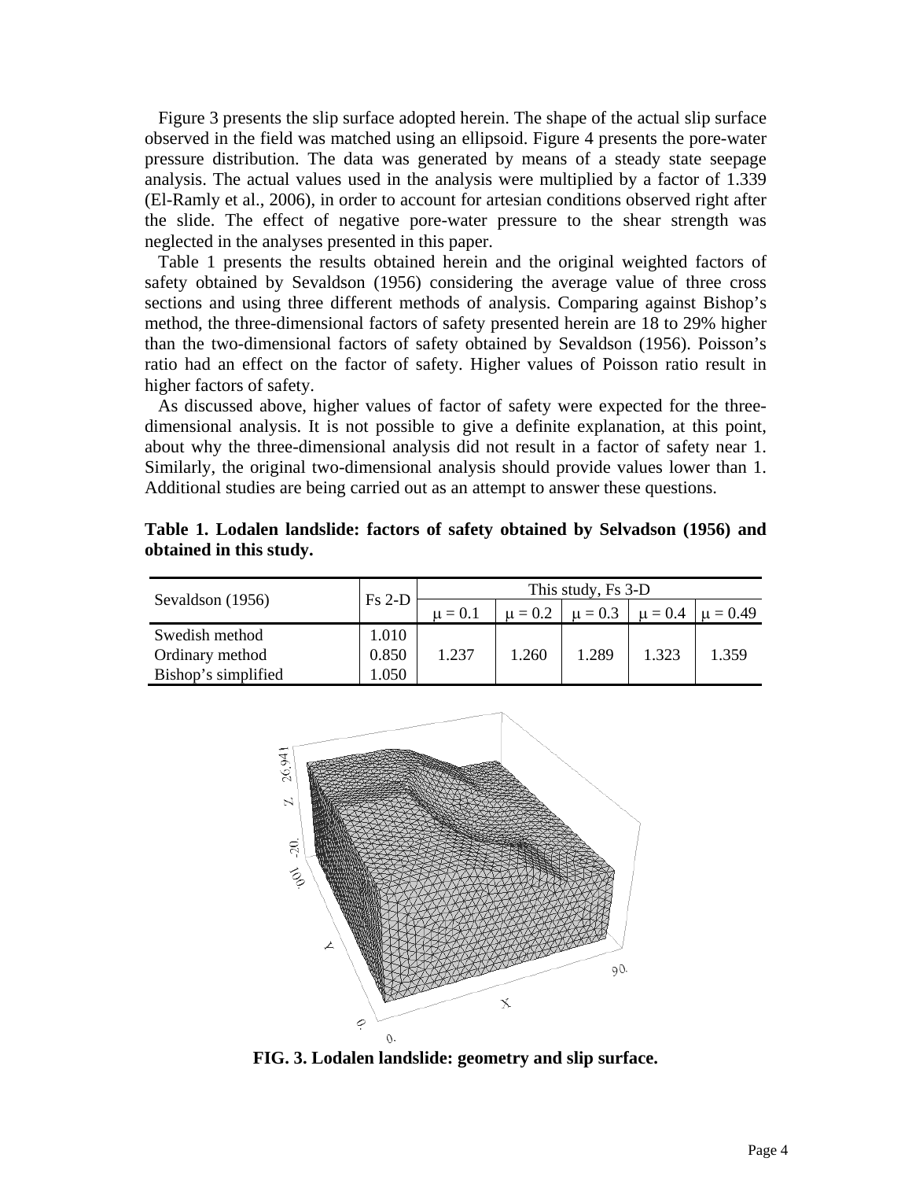Figure 3 presents the slip surface adopted herein. The shape of the actual slip surface observed in the field was matched using an ellipsoid. Figure 4 presents the pore-water pressure distribution. The data was generated by means of a steady state seepage analysis. The actual values used in the analysis were multiplied by a factor of 1.339 (El-Ramly et al., 2006), in order to account for artesian conditions observed right after the slide. The effect of negative pore-water pressure to the shear strength was neglected in the analyses presented in this paper.

Table 1 presents the results obtained herein and the original weighted factors of safety obtained by Sevaldson (1956) considering the average value of three cross sections and using three different methods of analysis. Comparing against Bishop's method, the three-dimensional factors of safety presented herein are 18 to 29% higher than the two-dimensional factors of safety obtained by Sevaldson (1956). Poisson's ratio had an effect on the factor of safety. Higher values of Poisson ratio result in higher factors of safety.

As discussed above, higher values of factor of safety were expected for the three-dimensional analysis. It is not possible to give a definite explanation, at this point, about why the three-dimensional analysis did not result in a factor of safety near 1. Similarly, the original two-dimensional analysis should provide values lower than 1. Additional studies are being carried out as an attempt to answer these questions.

**Table 1. Lodalen landslide: factors of safety obtained by Selvadson (1956) and obtained in this study.**

| Sevaldson (1956) | Fs 2-D | This study, Fs 3-D | | | | |
|---|---|---|---|---|---|---|
| | | $\mu = 0.1$ | $\mu = 0.2$ | $\mu = 0.3$ | $\mu = 0.4$ | $\mu = 0.49$ |
| Swedish method | 1.010 | | | | | |
| Ordinary method | 0.850 | 1.237 | 1.260 | 1.289 | 1.323 | 1.359 |
| Bishop's simplified | 1.050 | | | | | |

**FIG. 3. Lodalen landslide: geometry and slip surface.**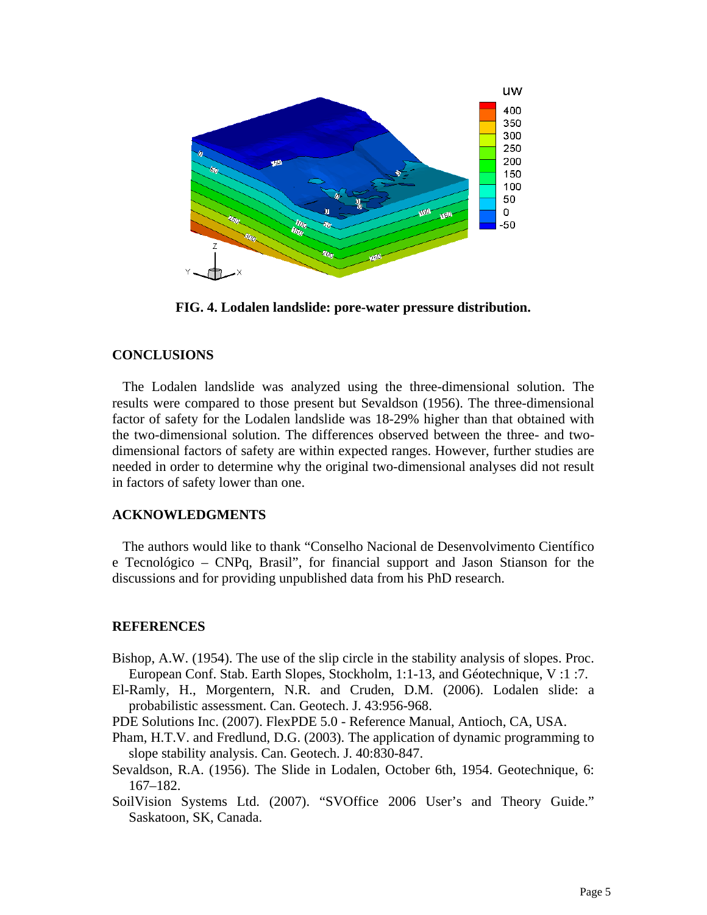uw

400
350
300
250
200
150
100
50
0
-50

Z
Y
X

**FIG. 4. Lodalen landslide: pore-water pressure distribution.**

## CONCLUSIONS

The Lodalen landslide was analyzed using the three-dimensional solution. The results were compared to those present but Sevaldson (1956). The three-dimensional factor of safety for the Lodalen landslide was 18-29% higher than that obtained with the two-dimensional solution. The differences observed between the three- and two-dimensional factors of safety are within expected ranges. However, further studies are needed in order to determine why the original two-dimensional analyses did not result in factors of safety lower than one.

## ACKNOWLEDGMENTS

The authors would like to thank "Conselho Nacional de Desenvolvimento Científico e Tecnológico – CNPq, Brasil", for financial support and Jason Stianson for the discussions and for providing unpublished data from his PhD research.

## REFERENCES

Bishop, A.W. (1954). The use of the slip circle in the stability analysis of slopes. Proc. European Conf. Stab. Earth Slopes, Stockholm, 1:1-13, and Géotechnique, V :1 :7.

El-Ramly, H., Morgentern, N.R. and Cruden, D.M. (2006). Lodalen slide: a probabilistic assessment. Can. Geotech. J. 43:956-968.

PDE Solutions Inc. (2007). FlexPDE 5.0 - Reference Manual, Antioch, CA, USA.

Pham, H.T.V. and Fredlund, D.G. (2003). The application of dynamic programming to slope stability analysis. Can. Geotech. J. 40:830-847.

Sevaldson, R.A. (1956). The Slide in Lodalen, October 6th, 1954. Geotechnique, 6: 167–182.

SoilVision Systems Ltd. (2007). "SVOffice 2006 User's and Theory Guide." Saskatoon, SK, Canada.